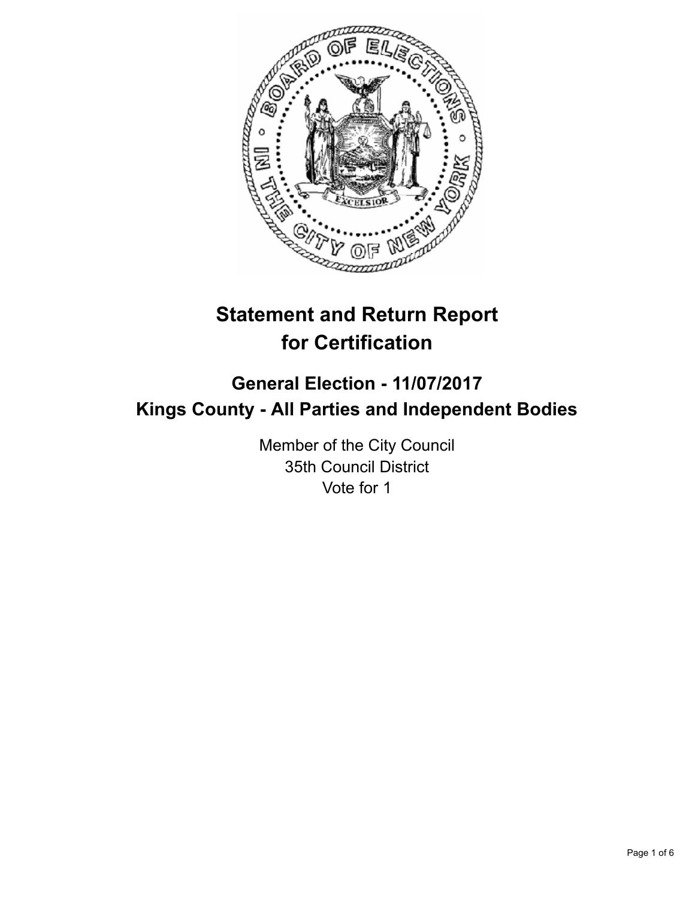# Statement and Return Report for Certification

## General Election - 11/07/2017
## Kings County - All Parties and Independent Bodies

Member of the City Council
35th Council District
Vote for 1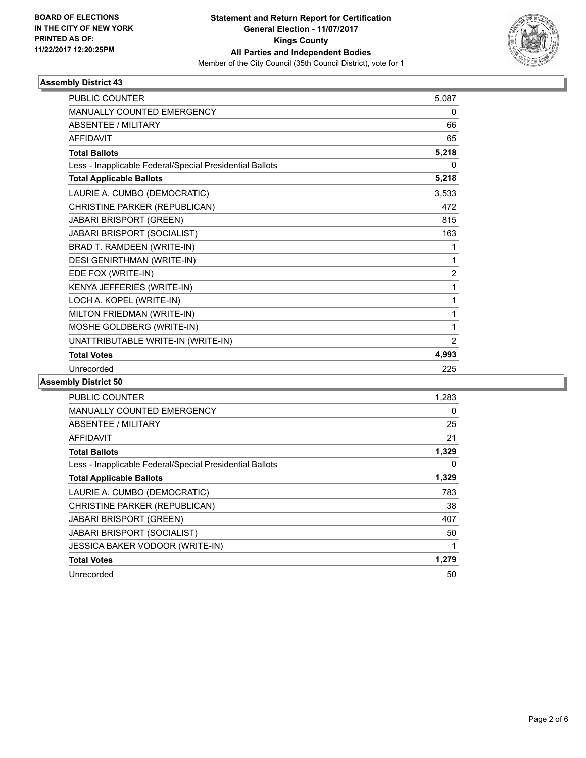**BOARD OF ELECTIONS IN THE CITY OF NEW YORK PRINTED AS OF: 11/22/2017 12:20:25PM**

**Statement and Return Report for Certification General Election - 11/07/2017 Kings County All Parties and Independent Bodies**

Member of the City Council (35th Council District), vote for 1

### Assembly District 43

| | |
|---|---|
| PUBLIC COUNTER | 5,087 |
| MANUALLY COUNTED EMERGENCY | 0 |
| ABSENTEE / MILITARY | 66 |
| AFFIDAVIT | 65 |
| **Total Ballots** | **5,218** |
| Less - Inapplicable Federal/Special Presidential Ballots | 0 |
| **Total Applicable Ballots** | **5,218** |
| LAURIE A. CUMBO (DEMOCRATIC) | 3,533 |
| CHRISTINE PARKER (REPUBLICAN) | 472 |
| JABARI BRISPORT (GREEN) | 815 |
| JABARI BRISPORT (SOCIALIST) | 163 |
| BRAD T. RAMDEEN (WRITE-IN) | 1 |
| DESI GENIRTHMAN (WRITE-IN) | 1 |
| EDE FOX (WRITE-IN) | 2 |
| KENYA JEFFERIES (WRITE-IN) | 1 |
| LOCH A. KOPEL (WRITE-IN) | 1 |
| MILTON FRIEDMAN (WRITE-IN) | 1 |
| MOSHE GOLDBERG (WRITE-IN) | 1 |
| UNATTRIBUTABLE WRITE-IN (WRITE-IN) | 2 |
| **Total Votes** | **4,993** |
| Unrecorded | 225 |

### Assembly District 50

| | |
|---|---|
| PUBLIC COUNTER | 1,283 |
| MANUALLY COUNTED EMERGENCY | 0 |
| ABSENTEE / MILITARY | 25 |
| AFFIDAVIT | 21 |
| **Total Ballots** | **1,329** |
| Less - Inapplicable Federal/Special Presidential Ballots | 0 |
| **Total Applicable Ballots** | **1,329** |
| LAURIE A. CUMBO (DEMOCRATIC) | 783 |
| CHRISTINE PARKER (REPUBLICAN) | 38 |
| JABARI BRISPORT (GREEN) | 407 |
| JABARI BRISPORT (SOCIALIST) | 50 |
| JESSICA BAKER VODOOR (WRITE-IN) | 1 |
| **Total Votes** | **1,279** |
| Unrecorded | 50 |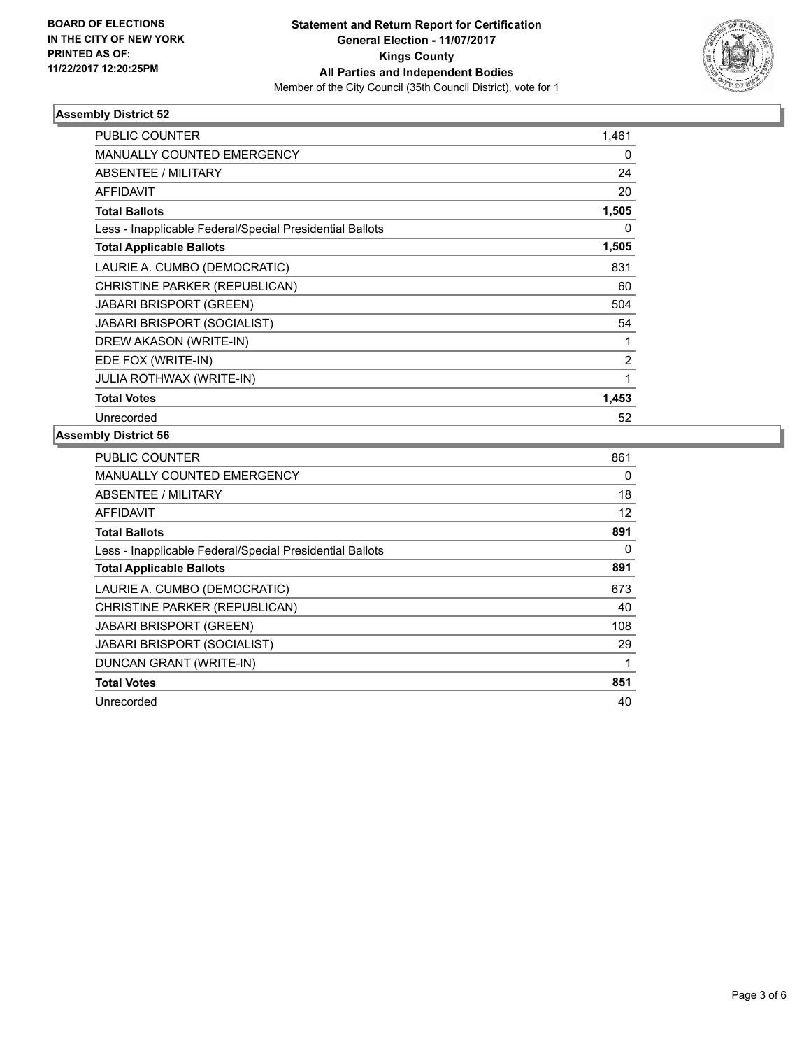**BOARD OF ELECTIONS IN THE CITY OF NEW YORK PRINTED AS OF: 11/22/2017 12:20:25PM**

**Statement and Return Report for Certification**
**General Election - 11/07/2017**
**Kings County**
**All Parties and Independent Bodies**
Member of the City Council (35th Council District), vote for 1

### Assembly District 52

| | |
|---|---|
| PUBLIC COUNTER | 1,461 |
| MANUALLY COUNTED EMERGENCY | 0 |
| ABSENTEE / MILITARY | 24 |
| AFFIDAVIT | 20 |
| **Total Ballots** | **1,505** |
| Less - Inapplicable Federal/Special Presidential Ballots | 0 |
| **Total Applicable Ballots** | **1,505** |
| LAURIE A. CUMBO (DEMOCRATIC) | 831 |
| CHRISTINE PARKER (REPUBLICAN) | 60 |
| JABARI BRISPORT (GREEN) | 504 |
| JABARI BRISPORT (SOCIALIST) | 54 |
| DREW AKASON (WRITE-IN) | 1 |
| EDE FOX (WRITE-IN) | 2 |
| JULIA ROTHWAX (WRITE-IN) | 1 |
| **Total Votes** | **1,453** |
| Unrecorded | 52 |

### Assembly District 56

| | |
|---|---|
| PUBLIC COUNTER | 861 |
| MANUALLY COUNTED EMERGENCY | 0 |
| ABSENTEE / MILITARY | 18 |
| AFFIDAVIT | 12 |
| **Total Ballots** | **891** |
| Less - Inapplicable Federal/Special Presidential Ballots | 0 |
| **Total Applicable Ballots** | **891** |
| LAURIE A. CUMBO (DEMOCRATIC) | 673 |
| CHRISTINE PARKER (REPUBLICAN) | 40 |
| JABARI BRISPORT (GREEN) | 108 |
| JABARI BRISPORT (SOCIALIST) | 29 |
| DUNCAN GRANT (WRITE-IN) | 1 |
| **Total Votes** | **851** |
| Unrecorded | 40 |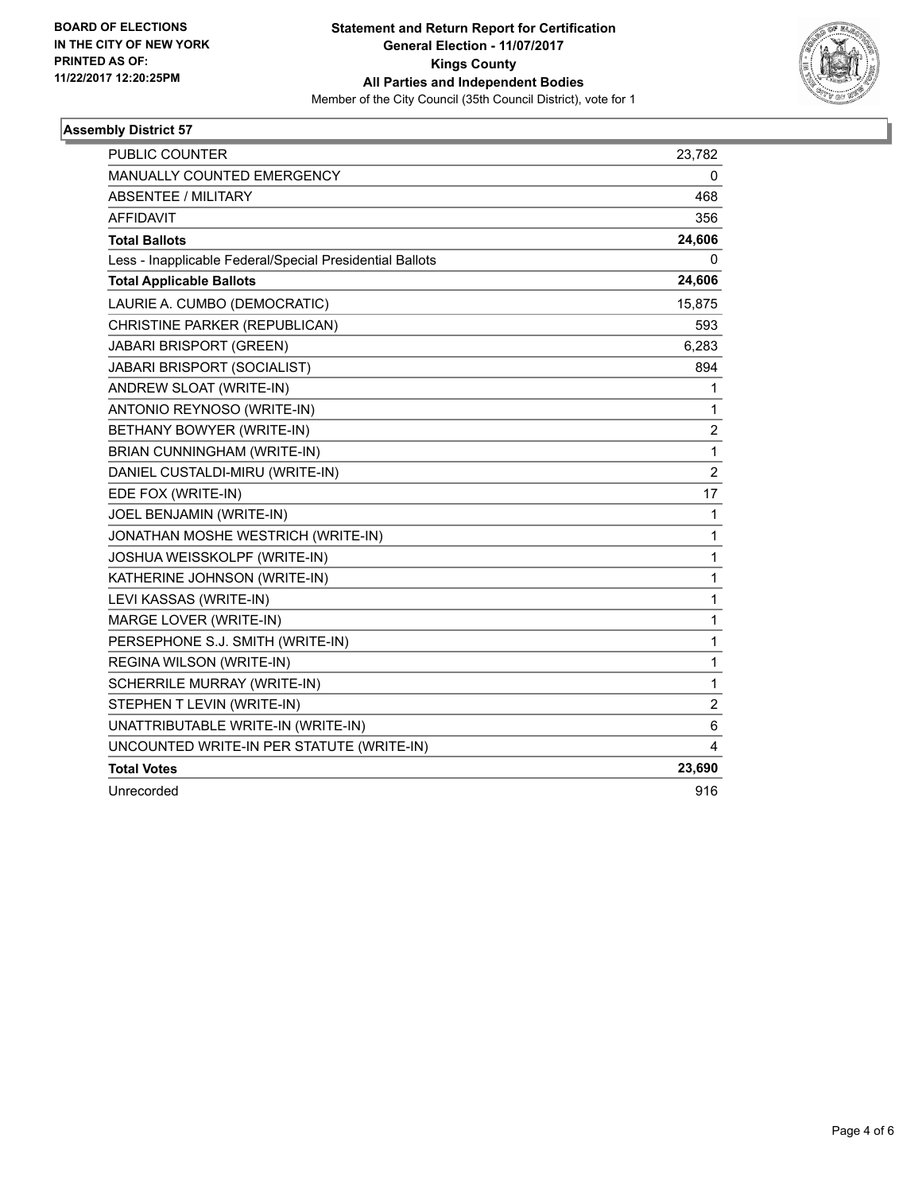**BOARD OF ELECTIONS IN THE CITY OF NEW YORK PRINTED AS OF: 11/22/2017 12:20:25PM**

**Statement and Return Report for Certification General Election - 11/07/2017 Kings County All Parties and Independent Bodies**
Member of the City Council (35th Council District), vote for 1

### Assembly District 57

| | |
|---|---|
| PUBLIC COUNTER | 23,782 |
| MANUALLY COUNTED EMERGENCY | 0 |
| ABSENTEE / MILITARY | 468 |
| AFFIDAVIT | 356 |
| **Total Ballots** | **24,606** |
| Less - Inapplicable Federal/Special Presidential Ballots | 0 |
| **Total Applicable Ballots** | **24,606** |
| LAURIE A. CUMBO (DEMOCRATIC) | 15,875 |
| CHRISTINE PARKER (REPUBLICAN) | 593 |
| JABARI BRISPORT (GREEN) | 6,283 |
| JABARI BRISPORT (SOCIALIST) | 894 |
| ANDREW SLOAT (WRITE-IN) | 1 |
| ANTONIO REYNOSO (WRITE-IN) | 1 |
| BETHANY BOWYER (WRITE-IN) | 2 |
| BRIAN CUNNINGHAM (WRITE-IN) | 1 |
| DANIEL CUSTALDI-MIRU (WRITE-IN) | 2 |
| EDE FOX (WRITE-IN) | 17 |
| JOEL BENJAMIN (WRITE-IN) | 1 |
| JONATHAN MOSHE WESTRICH (WRITE-IN) | 1 |
| JOSHUA WEISSKOLPF (WRITE-IN) | 1 |
| KATHERINE JOHNSON (WRITE-IN) | 1 |
| LEVI KASSAS (WRITE-IN) | 1 |
| MARGE LOVER (WRITE-IN) | 1 |
| PERSEPHONE S.J. SMITH (WRITE-IN) | 1 |
| REGINA WILSON (WRITE-IN) | 1 |
| SCHERRILE MURRAY (WRITE-IN) | 1 |
| STEPHEN T LEVIN (WRITE-IN) | 2 |
| UNATTRIBUTABLE WRITE-IN (WRITE-IN) | 6 |
| UNCOUNTED WRITE-IN PER STATUTE (WRITE-IN) | 4 |
| **Total Votes** | **23,690** |
| Unrecorded | 916 |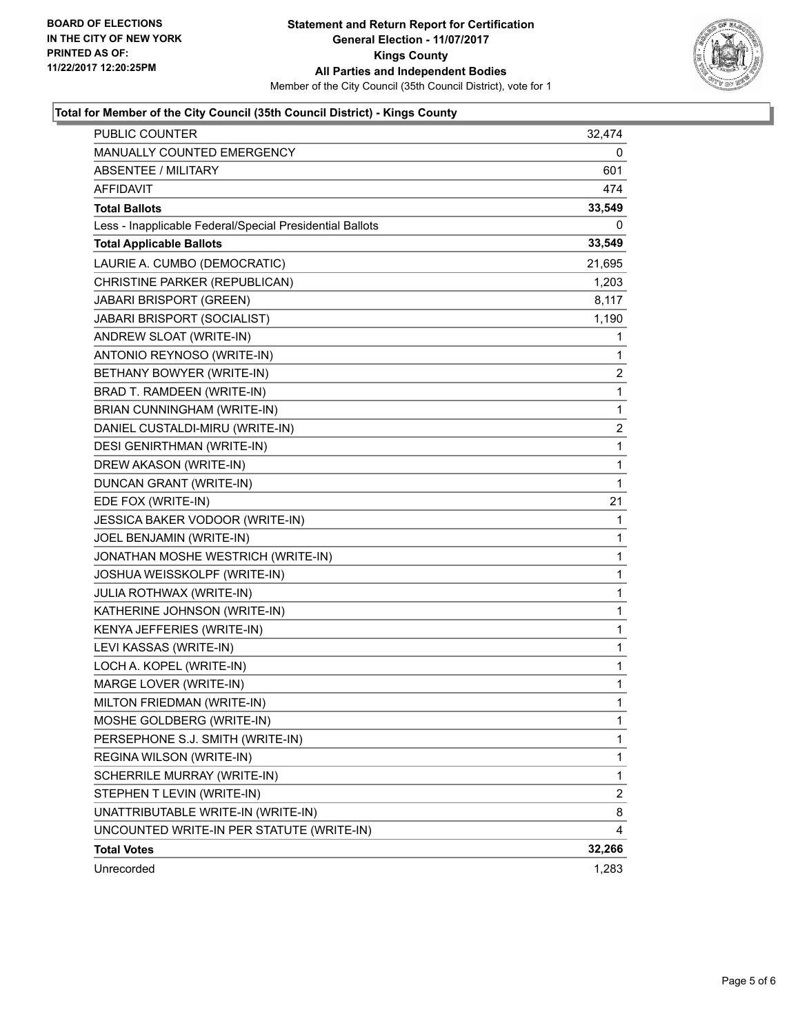BOARD OF ELECTIONS
IN THE CITY OF NEW YORK
PRINTED AS OF:
11/22/2017 12:20:25PM

**Statement and Return Report for Certification**
**General Election - 11/07/2017**
**Kings County**
**All Parties and Independent Bodies**
Member of the City Council (35th Council District), vote for 1

### Total for Member of the City Council (35th Council District) - Kings County

| | |
|---|---|
| PUBLIC COUNTER | 32,474 |
| MANUALLY COUNTED EMERGENCY | 0 |
| ABSENTEE / MILITARY | 601 |
| AFFIDAVIT | 474 |
| **Total Ballots** | **33,549** |
| Less - Inapplicable Federal/Special Presidential Ballots | 0 |
| **Total Applicable Ballots** | **33,549** |
| LAURIE A. CUMBO (DEMOCRATIC) | 21,695 |
| CHRISTINE PARKER (REPUBLICAN) | 1,203 |
| JABARI BRISPORT (GREEN) | 8,117 |
| JABARI BRISPORT (SOCIALIST) | 1,190 |
| ANDREW SLOAT (WRITE-IN) | 1 |
| ANTONIO REYNOSO (WRITE-IN) | 1 |
| BETHANY BOWYER (WRITE-IN) | 2 |
| BRAD T. RAMDEEN (WRITE-IN) | 1 |
| BRIAN CUNNINGHAM (WRITE-IN) | 1 |
| DANIEL CUSTALDI-MIRU (WRITE-IN) | 2 |
| DESI GENIRTHMAN (WRITE-IN) | 1 |
| DREW AKASON (WRITE-IN) | 1 |
| DUNCAN GRANT (WRITE-IN) | 1 |
| EDE FOX (WRITE-IN) | 21 |
| JESSICA BAKER VODOOR (WRITE-IN) | 1 |
| JOEL BENJAMIN (WRITE-IN) | 1 |
| JONATHAN MOSHE WESTRICH (WRITE-IN) | 1 |
| JOSHUA WEISSKOLPF (WRITE-IN) | 1 |
| JULIA ROTHWAX (WRITE-IN) | 1 |
| KATHERINE JOHNSON (WRITE-IN) | 1 |
| KENYA JEFFERIES (WRITE-IN) | 1 |
| LEVI KASSAS (WRITE-IN) | 1 |
| LOCH A. KOPEL (WRITE-IN) | 1 |
| MARGE LOVER (WRITE-IN) | 1 |
| MILTON FRIEDMAN (WRITE-IN) | 1 |
| MOSHE GOLDBERG (WRITE-IN) | 1 |
| PERSEPHONE S.J. SMITH (WRITE-IN) | 1 |
| REGINA WILSON (WRITE-IN) | 1 |
| SCHERRILE MURRAY (WRITE-IN) | 1 |
| STEPHEN T LEVIN (WRITE-IN) | 2 |
| UNATTRIBUTABLE WRITE-IN (WRITE-IN) | 8 |
| UNCOUNTED WRITE-IN PER STATUTE (WRITE-IN) | 4 |
| **Total Votes** | **32,266** |
| Unrecorded | 1,283 |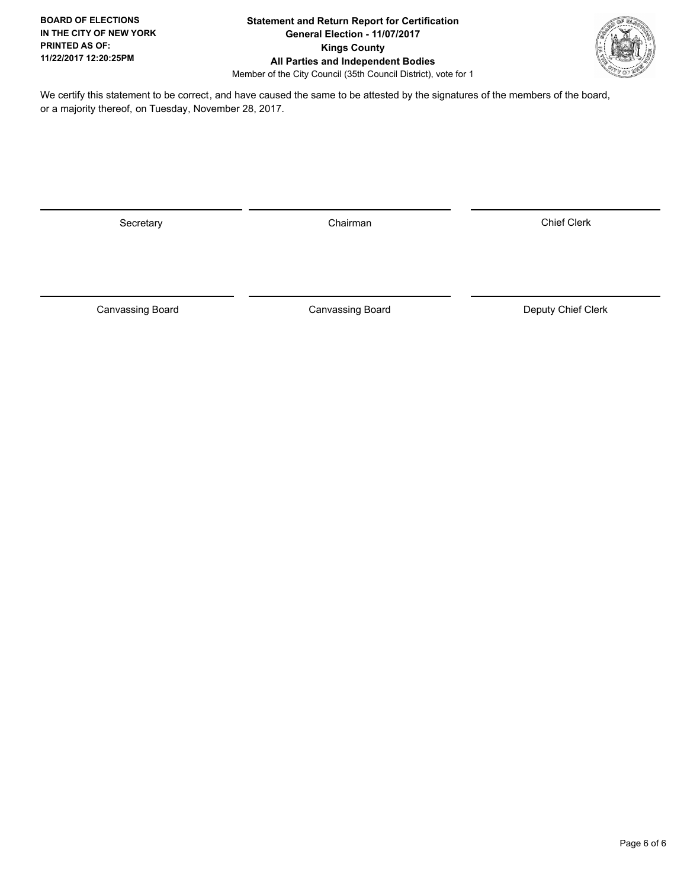We certify this statement to be correct, and have caused the same to be attested by the signatures of the members of the board, or a majority thereof, on Tuesday, November 28, 2017.

| | | |
|---|---|---|
| Secretary | Chairman | Chief Clerk |
| Canvassing Board | Canvassing Board | Deputy Chief Clerk |